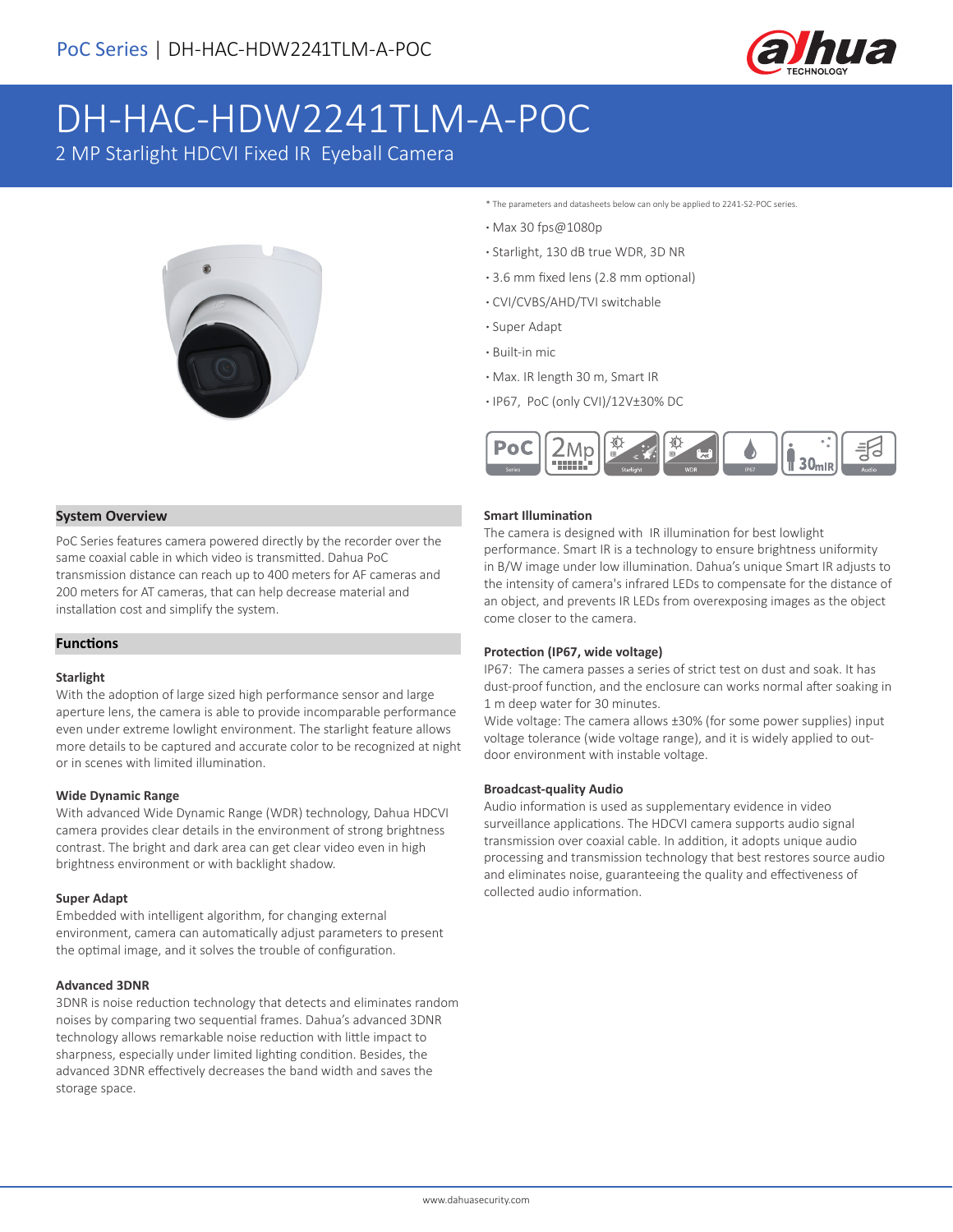PoC Series | DH-HAC-HDW2241TLM-A-POC

# DH-HAC-HDW2241TLM-A-POC

2 MP Starlight HDCVI Fixed IR Eyeball Camera

* The parameters and datasheets below can only be applied to 2241-S2-POC series.

- Max 30 fps@1080p
- Starlight, 130 dB true WDR, 3D NR
- 3.6 mm fixed lens (2.8 mm optional)
- CVI/CVBS/AHD/TVI switchable
- Super Adapt
- Built-in mic
- Max. IR length 30 m, Smart IR
- IP67, PoC (only CVI)/12V±30% DC

## System Overview

PoC Series features camera powered directly by the recorder over the same coaxial cable in which video is transmitted. Dahua PoC transmission distance can reach up to 400 meters for AF cameras and 200 meters for AT cameras, that can help decrease material and installation cost and simplify the system.

## Functions

### Starlight

With the adoption of large sized high performance sensor and large aperture lens, the camera is able to provide incomparable performance even under extreme lowlight environment. The starlight feature allows more details to be captured and accurate color to be recognized at night or in scenes with limited illumination.

### Wide Dynamic Range

With advanced Wide Dynamic Range (WDR) technology, Dahua HDCVI camera provides clear details in the environment of strong brightness contrast. The bright and dark area can get clear video even in high brightness environment or with backlight shadow.

### Super Adapt

Embedded with intelligent algorithm, for changing external environment, camera can automatically adjust parameters to present the optimal image, and it solves the trouble of configuration.

### Advanced 3DNR

3DNR is noise reduction technology that detects and eliminates random noises by comparing two sequential frames. Dahua's advanced 3DNR technology allows remarkable noise reduction with little impact to sharpness, especially under limited lighting condition. Besides, the advanced 3DNR effectively decreases the band width and saves the storage space.

### Smart Illumination

The camera is designed with IR illumination for best lowlight performance. Smart IR is a technology to ensure brightness uniformity in B/W image under low illumination. Dahua's unique Smart IR adjusts to the intensity of camera's infrared LEDs to compensate for the distance of an object, and prevents IR LEDs from overexposing images as the object come closer to the camera.

### Protection (IP67, wide voltage)

IP67: The camera passes a series of strict test on dust and soak. It has dust-proof function, and the enclosure can works normal after soaking in 1 m deep water for 30 minutes.

Wide voltage: The camera allows ±30% (for some power supplies) input voltage tolerance (wide voltage range), and it is widely applied to outdoor environment with instable voltage.

### Broadcast-quality Audio

Audio information is used as supplementary evidence in video surveillance applications. The HDCVI camera supports audio signal transmission over coaxial cable. In addition, it adopts unique audio processing and transmission technology that best restores source audio and eliminates noise, guaranteeing the quality and effectiveness of collected audio information.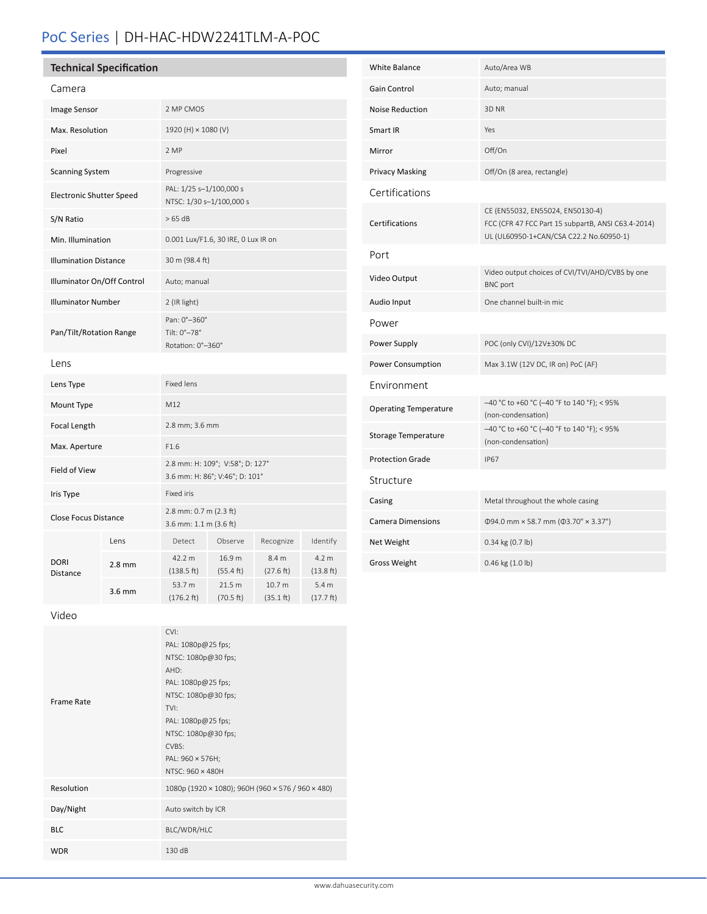# PoC Series | DH-HAC-HDW2241TLM-A-POC

## Technical Specification

### Camera

| | |
|---|---|
| Image Sensor | 2 MP CMOS |
| Max. Resolution | 1920 (H) × 1080 (V) |
| Pixel | 2 MP |
| Scanning System | Progressive |
| Electronic Shutter Speed | PAL: 1/25 s–1/100,000 s<br>NTSC: 1/30 s–1/100,000 s |
| S/N Ratio | > 65 dB |
| Min. Illumination | 0.001 Lux/F1.6, 30 IRE, 0 Lux IR on |
| Illumination Distance | 30 m (98.4 ft) |
| Illuminator On/Off Control | Auto; manual |
| Illuminator Number | 2 (IR light) |
| Pan/Tilt/Rotation Range | Pan: 0°–360°<br>Tilt: 0°–78°<br>Rotation: 0°–360° |

### Lens

| | |
|---|---|
| Lens Type | Fixed lens |
| Mount Type | M12 |
| Focal Length | 2.8 mm; 3.6 mm |
| Max. Aperture | F1.6 |
| Field of View | 2.8 mm: H: 109°; V:58°; D: 127°<br>3.6 mm: H: 86°; V:46°; D: 101° |
| Iris Type | Fixed iris |
| Close Focus Distance | 2.8 mm: 0.7 m (2.3 ft)<br>3.6 mm: 1.1 m (3.6 ft) |

| DORI Distance | Lens | Detect | Observe | Recognize | Identify |
|---|---|---|---|---|---|
| | 2.8 mm | 42.2 m (138.5 ft) | 16.9 m (55.4 ft) | 8.4 m (27.6 ft) | 4.2 m (13.8 ft) |
| | 3.6 mm | 53.7 m (176.2 ft) | 21.5 m (70.5 ft) | 10.7 m (35.1 ft) | 5.4 m (17.7 ft) |

### Video

| | |
|---|---|
| Frame Rate | CVI:<br>PAL: 1080p@25 fps;<br>NTSC: 1080p@30 fps;<br>AHD:<br>PAL: 1080p@25 fps;<br>NTSC: 1080p@30 fps;<br>TVI:<br>PAL: 1080p@25 fps;<br>NTSC: 1080p@30 fps;<br>CVBS:<br>PAL: 960 × 576H;<br>NTSC: 960 × 480H |
| Resolution | 1080p (1920 × 1080); 960H (960 × 576 / 960 × 480) |
| Day/Night | Auto switch by ICR |
| BLC | BLC/WDR/HLC |
| WDR | 130 dB |
| White Balance | Auto/Area WB |
| Gain Control | Auto; manual |
| Noise Reduction | 3D NR |
| Smart IR | Yes |
| Mirror | Off/On |
| Privacy Masking | Off/On (8 area, rectangle) |

### Certifications

| | |
|---|---|
| Certifications | CE (EN55032, EN55024, EN50130-4)<br>FCC (CFR 47 FCC Part 15 subpartB, ANSI C63.4-2014)<br>UL (UL60950-1+CAN/CSA C22.2 No.60950-1) |

### Port

| | |
|---|---|
| Video Output | Video output choices of CVI/TVI/AHD/CVBS by one BNC port |
| Audio Input | One channel built-in mic |

### Power

| | |
|---|---|
| Power Supply | POC (only CVI)/12V±30% DC |
| Power Consumption | Max 3.1W (12V DC, IR on) PoC (AF) |

### Environment

| | |
|---|---|
| Operating Temperature | –40 °C to +60 °C (–40 °F to 140 °F); < 95% (non-condensation) |
| Storage Temperature | –40 °C to +60 °C (–40 °F to 140 °F); < 95% (non-condensation) |
| Protection Grade | IP67 |

### Structure

| | |
|---|---|
| Casing | Metal throughout the whole casing |
| Camera Dimensions | Φ94.0 mm × 58.7 mm (Φ3.70" × 3.37") |
| Net Weight | 0.34 kg (0.7 lb) |
| Gross Weight | 0.46 kg (1.0 lb) |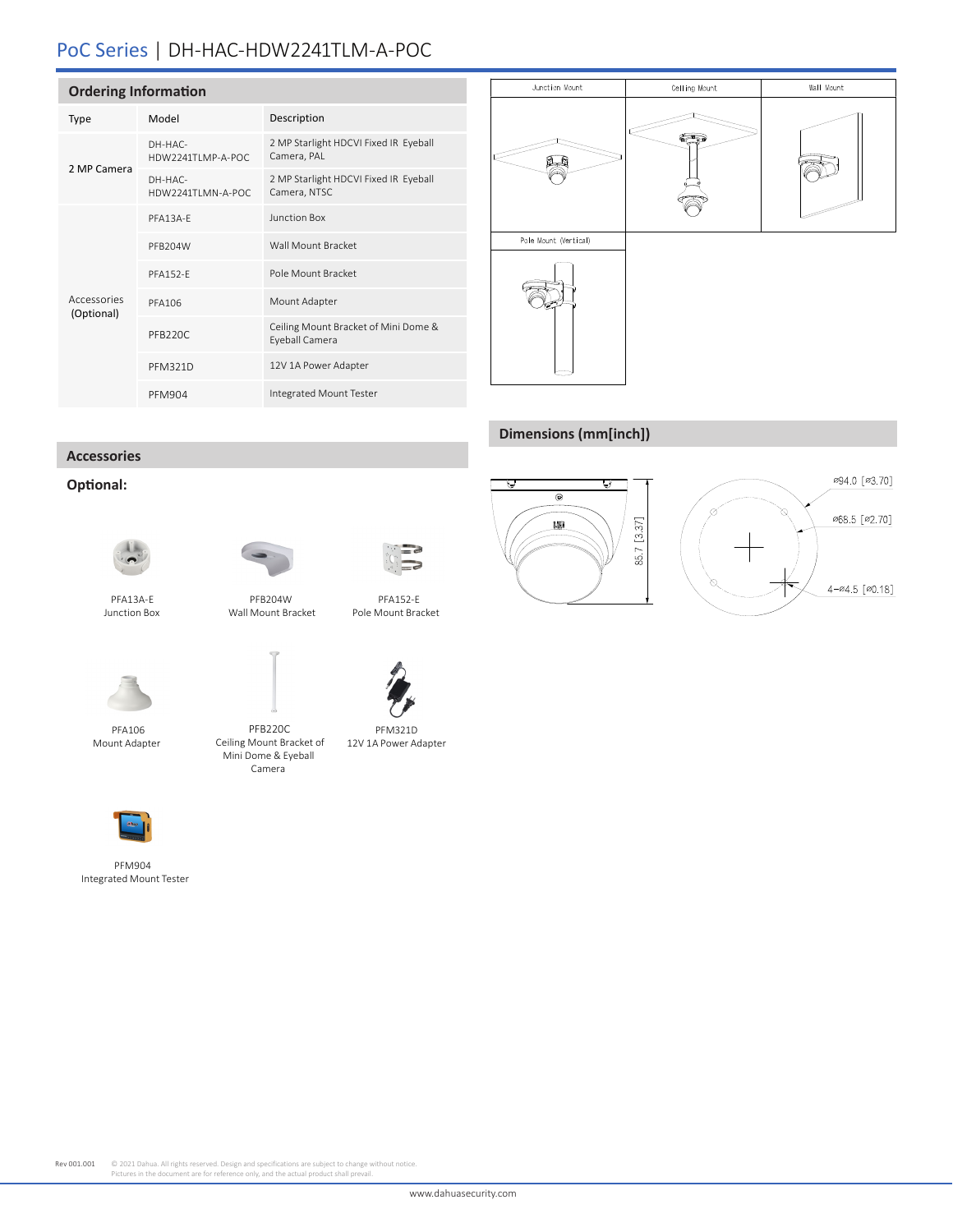# PoC Series | DH-HAC-HDW2241TLM-A-POC

## Ordering Information

| Type | Model | Description |
|---|---|---|
| 2 MP Camera | DH-HAC-HDW2241TLMP-A-POC | 2 MP Starlight HDCVI Fixed IR Eyeball Camera, PAL |
| | DH-HAC-HDW2241TLMN-A-POC | 2 MP Starlight HDCVI Fixed IR Eyeball Camera, NTSC |
| Accessories (Optional) | PFA13A-E | Junction Box |
| | PFB204W | Wall Mount Bracket |
| | PFA152-E | Pole Mount Bracket |
| | PFA106 | Mount Adapter |
| | PFB220C | Ceiling Mount Bracket of Mini Dome & Eyeball Camera |
| | PFM321D | 12V 1A Power Adapter |
| | PFM904 | Integrated Mount Tester |

Junction Mount

Ceiling Mount

Wall Mount

Pole Mount (Vertical)

## Accessories

**Optional:**

PFA13A-E
Junction Box

PFB204W
Wall Mount Bracket

PFA152-E
Pole Mount Bracket

PFA106
Mount Adapter

PFB220C
Ceiling Mount Bracket of Mini Dome & Eyeball Camera

PFM321D
12V 1A Power Adapter

PFM904
Integrated Mount Tester

## Dimensions (mm[inch])

85.7 [3.37]

ø94.0 [ø3.70]

ø68.5 [ø2.70]

4−ø4.5 [ø0.18]

Rev 001.001 © 2021 Dahua. All rights reserved. Design and specifications are subject to change without notice.
Pictures in the document are for reference only, and the actual product shall prevail.

www.dahuasecurity.com